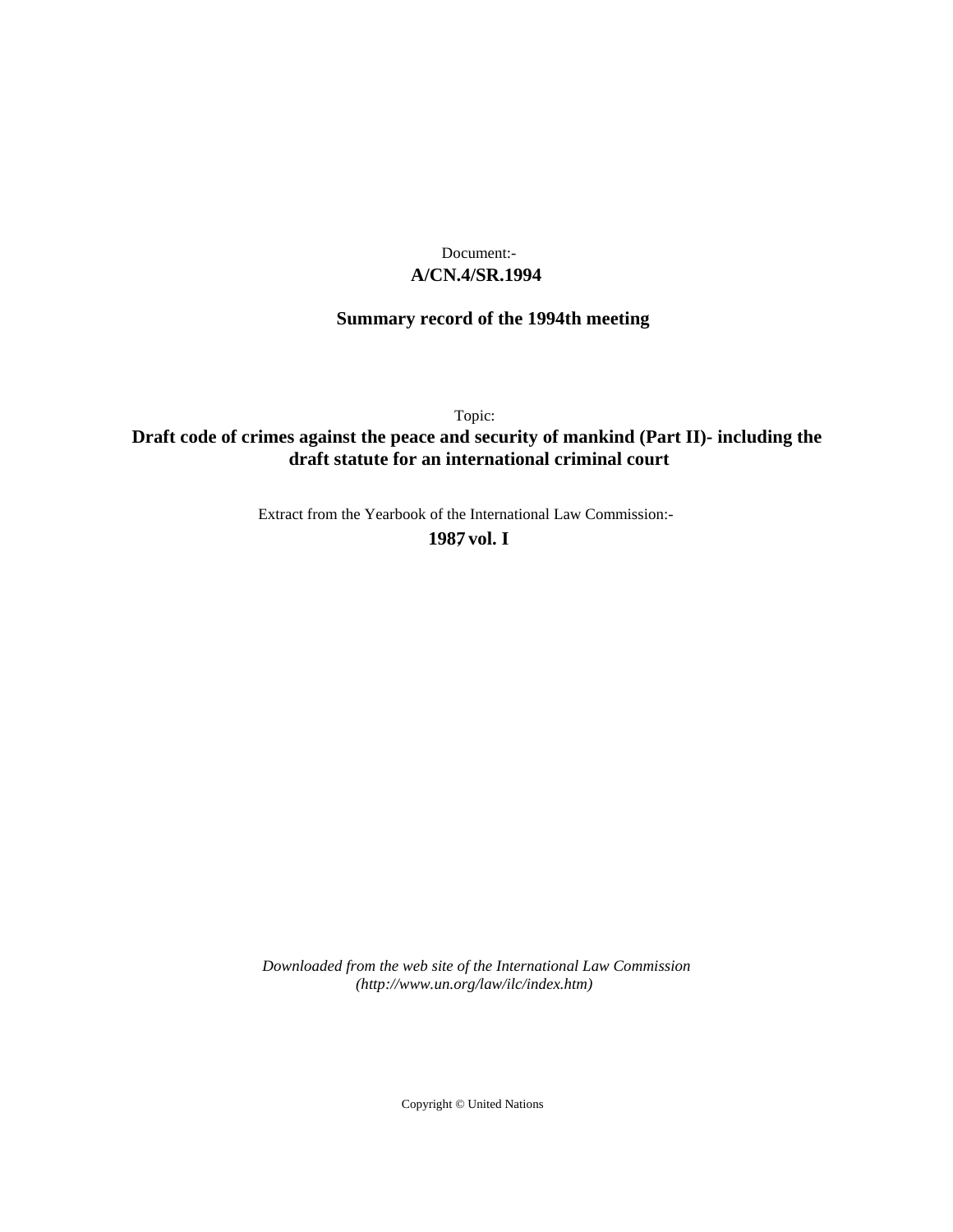Document:-

**A/CN.4/SR.1994**

**Summary record of the 1994th meeting**

Topic:

**Draft code of crimes against the peace and security of mankind (Part II)- including the draft statute for an international criminal court**

Extract from the Yearbook of the International Law Commission:-

**1987 vol. I**

*Downloaded from the web site of the International Law Commission (http://www.un.org/law/ilc/index.htm)*

Copyright © United Nations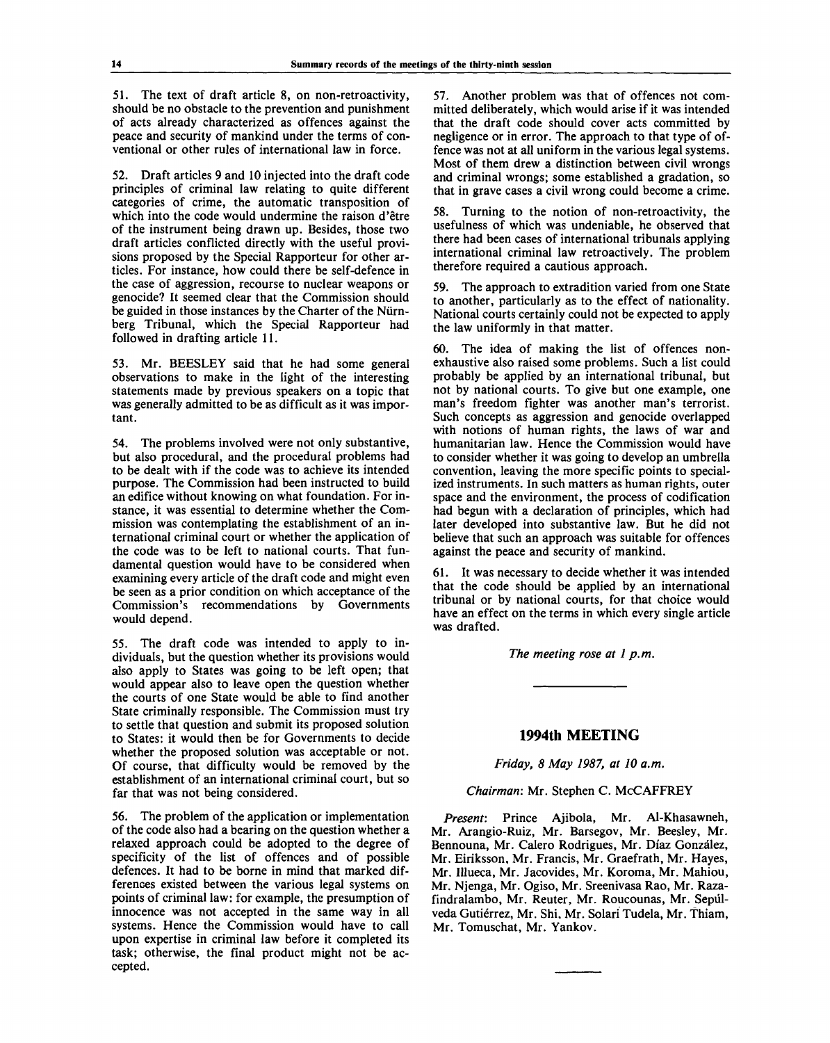51. The text of draft article 8, on non-retroactivity, should be no obstacle to the prevention and punishment of acts already characterized as offences against the peace and security of mankind under the terms of conventional or other rules of international law in force.

52. Draft articles 9 and 10 injected into the draft code principles of criminal law relating to quite different categories of crime, the automatic transposition of which into the code would undermine the raison d'être of the instrument being drawn up. Besides, those two draft articles conflicted directly with the useful provisions proposed by the Special Rapporteur for other articles. For instance, how could there be self-defence in the case of aggression, recourse to nuclear weapons or genocide? It seemed clear that the Commission should be guided in those instances by the Charter of the Nürnberg Tribunal, which the Special Rapporteur had followed in drafting article 11.

53. Mr. BEESLEY said that he had some general observations to make in the light of the interesting statements made by previous speakers on a topic that was generally admitted to be as difficult as it was important.

54. The problems involved were not only substantive, but also procedural, and the procedural problems had to be dealt with if the code was to achieve its intended purpose. The Commission had been instructed to build an edifice without knowing on what foundation. For instance, it was essential to determine whether the Commission was contemplating the establishment of an international criminal court or whether the application of the code was to be left to national courts. That fundamental question would have to be considered when examining every article of the draft code and might even be seen as a prior condition on which acceptance of the Commission's recommendations by Governments would depend.

55. The draft code was intended to apply to individuals, but the question whether its provisions would also apply to States was going to be left open; that would appear also to leave open the question whether the courts of one State would be able to find another State criminally responsible. The Commission must try to settle that question and submit its proposed solution to States: it would then be for Governments to decide whether the proposed solution was acceptable or not. Of course, that difficulty would be removed by the establishment of an international criminal court, but so far that was not being considered.

56. The problem of the application or implementation of the code also had a bearing on the question whether a relaxed approach could be adopted to the degree of specificity of the list of offences and of possible defences. It had to be borne in mind that marked differences existed between the various legal systems on points of criminal law: for example, the presumption of innocence was not accepted in the same way in all systems. Hence the Commission would have to call upon expertise in criminal law before it completed its task; otherwise, the final product might not be accepted.

57. Another problem was that of offences not committed deliberately, which would arise if it was intended that the draft code should cover acts committed by negligence or in error. The approach to that type of offence was not at all uniform in the various legal systems. Most of them drew a distinction between civil wrongs and criminal wrongs; some established a gradation, so that in grave cases a civil wrong could become a crime.

58. Turning to the notion of non-retroactivity, the usefulness of which was undeniable, he observed that there had been cases of international tribunals applying international criminal law retroactively. The problem therefore required a cautious approach.

59. The approach to extradition varied from one State to another, particularly as to the effect of nationality. National courts certainly could not be expected to apply the law uniformly in that matter.

60. The idea of making the list of offences non-exhaustive also raised some problems. Such a list could probably be applied by an international tribunal, but not by national courts. To give but one example, one man's freedom fighter was another man's terrorist. Such concepts as aggression and genocide overlapped with notions of human rights, the laws of war and humanitarian law. Hence the Commission would have to consider whether it was going to develop an umbrella convention, leaving the more specific points to specialized instruments. In such matters as human rights, outer space and the environment, the process of codification had begun with a declaration of principles, which had later developed into substantive law. But he did not believe that such an approach was suitable for offences against the peace and security of mankind.

61. It was necessary to decide whether it was intended that the code should be applied by an international tribunal or by national courts, for that choice would have an effect on the terms in which every single article was drafted.

*The meeting rose at 1 p.m.*

---

## 1994th MEETING

*Friday, 8 May 1987, at 10 a.m.*

*Chairman*: Mr. Stephen C. McCAFFREY

*Present*: Prince Ajibola, Mr. Al-Khasawneh, Mr. Arangio-Ruiz, Mr. Barsegov, Mr. Beesley, Mr. Bennouna, Mr. Calero Rodrigues, Mr. Díaz González, Mr. Eiriksson, Mr. Francis, Mr. Graefrath, Mr. Hayes, Mr. Illueca, Mr. Jacovides, Mr. Koroma, Mr. Mahiou, Mr. Njenga, Mr. Ogiso, Mr. Sreenivasa Rao, Mr. Razafindralambo, Mr. Reuter, Mr. Roucounas, Mr. Sepúlveda Gutiérrez, Mr. Shi, Mr. Solari Tudela, Mr. Thiam, Mr. Tomuschat, Mr. Yankov.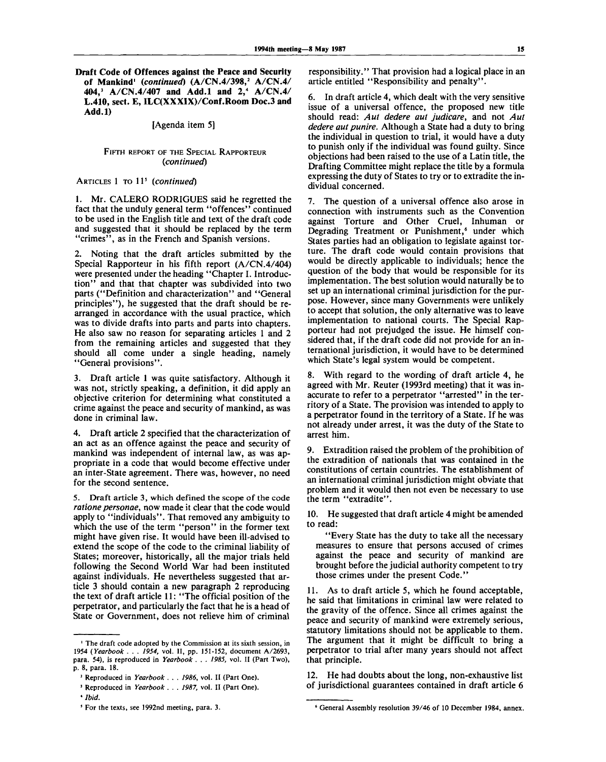**Draft Code of Offences against the Peace and Security of Mankind[1] (*continued*) (A/CN.4/398,[2] A/CN.4/404,[3] A/CN.4/407 and Add.1 and 2,[4] A/CN.4/L.410, sect. E, ILC(XXXIX)/Conf.Room Doc.3 and Add.1)**

[Agenda item 5]

FIFTH REPORT OF THE SPECIAL RAPPORTEUR (*continued*)

ARTICLES 1 TO 11[5] (*continued*)

1. Mr. CALERO RODRIGUES said he regretted the fact that the unduly general term "offences" continued to be used in the English title and text of the draft code and suggested that it should be replaced by the term "crimes", as in the French and Spanish versions.

2. Noting that the draft articles submitted by the Special Rapporteur in his fifth report (A/CN.4/404) were presented under the heading "Chapter I. Introduction" and that that chapter was subdivided into two parts ("Definition and characterization" and "General principles"), he suggested that the draft should be rearranged in accordance with the usual practice, which was to divide drafts into parts and parts into chapters. He also saw no reason for separating articles 1 and 2 from the remaining articles and suggested that they should all come under a single heading, namely "General provisions".

3. Draft article 1 was quite satisfactory. Although it was not, strictly speaking, a definition, it did apply an objective criterion for determining what constituted a crime against the peace and security of mankind, as was done in criminal law.

4. Draft article 2 specified that the characterization of an act as an offence against the peace and security of mankind was independent of internal law, as was appropriate in a code that would become effective under an inter-State agreement. There was, however, no need for the second sentence.

5. Draft article 3, which defined the scope of the code *ratione personae*, now made it clear that the code would apply to "individuals". That removed any ambiguity to which the use of the term "person" in the former text might have given rise. It would have been ill-advised to extend the scope of the code to the criminal liability of States; moreover, historically, all the major trials held following the Second World War had been instituted against individuals. He nevertheless suggested that article 3 should contain a new paragraph 2 reproducing the text of draft article 11: "The official position of the perpetrator, and particularly the fact that he is a head of State or Government, does not relieve him of criminal responsibility." That provision had a logical place in an article entitled "Responsibility and penalty".

6. In draft article 4, which dealt with the very sensitive issue of a universal offence, the proposed new title should read: *Aut dedere aut judicare*, and not *Aut dedere aut punire*. Although a State had a duty to bring the individual in question to trial, it would have a duty to punish only if the individual was found guilty. Since objections had been raised to the use of a Latin title, the Drafting Committee might replace the title by a formula expressing the duty of States to try or to extradite the individual concerned.

7. The question of a universal offence also arose in connection with instruments such as the Convention against Torture and Other Cruel, Inhuman or Degrading Treatment or Punishment,[6] under which States parties had an obligation to legislate against torture. The draft code would contain provisions that would be directly applicable to individuals; hence the question of the body that would be responsible for its implementation. The best solution would naturally be to set up an international criminal jurisdiction for the purpose. However, since many Governments were unlikely to accept that solution, the only alternative was to leave implementation to national courts. The Special Rapporteur had not prejudged the issue. He himself considered that, if the draft code did not provide for an international jurisdiction, it would have to be determined which State's legal system would be competent.

8. With regard to the wording of draft article 4, he agreed with Mr. Reuter (1993rd meeting) that it was inaccurate to refer to a perpetrator "arrested" in the territory of a State. The provision was intended to apply to a perpetrator found in the territory of a State. If he was not already under arrest, it was the duty of the State to arrest him.

9. Extradition raised the problem of the prohibition of the extradition of nationals that was contained in the constitutions of certain countries. The establishment of an international criminal jurisdiction might obviate that problem and it would then not even be necessary to use the term "extradite".

10. He suggested that draft article 4 might be amended to read:

"Every State has the duty to take all the necessary measures to ensure that persons accused of crimes against the peace and security of mankind are brought before the judicial authority competent to try those crimes under the present Code."

11. As to draft article 5, which he found acceptable, he said that limitations in criminal law were related to the gravity of the offence. Since all crimes against the peace and security of mankind were extremely serious, statutory limitations should not be applicable to them. The argument that it might be difficult to bring a perpetrator to trial after many years should not affect that principle.

12. He had doubts about the long, non-exhaustive list of jurisdictional guarantees contained in draft article 6

---

[1] The draft code adopted by the Commission at its sixth session, in 1954 (*Yearbook . . . 1954*, vol. II, pp. 151-152, document A/2693, para. 54), is reproduced in *Yearbook . . . 1985*, vol. II (Part Two), p. 8, para. 18.

[2] Reproduced in *Yearbook . . . 1986*, vol. II (Part One).

[3] Reproduced in *Yearbook . . . 1987*, vol. II (Part One).

[4] *Ibid.*

[5] For the texts, see 1992nd meeting, para. 3.

[6] General Assembly resolution 39/46 of 10 December 1984, annex.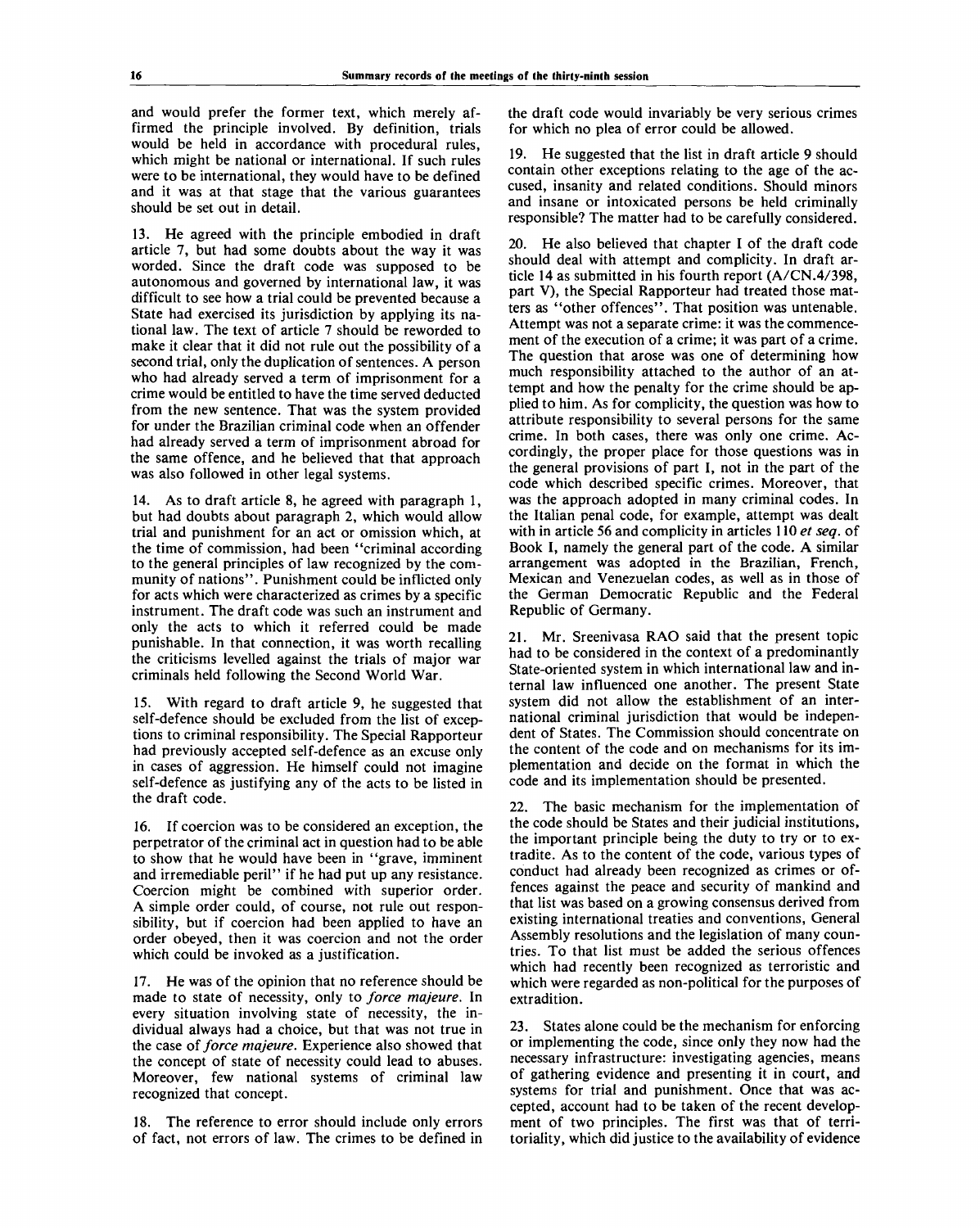and would prefer the former text, which merely affirmed the principle involved. By definition, trials would be held in accordance with procedural rules, which might be national or international. If such rules were to be international, they would have to be defined and it was at that stage that the various guarantees should be set out in detail.

13. He agreed with the principle embodied in draft article 7, but had some doubts about the way it was worded. Since the draft code was supposed to be autonomous and governed by international law, it was difficult to see how a trial could be prevented because a State had exercised its jurisdiction by applying its national law. The text of article 7 should be reworded to make it clear that it did not rule out the possibility of a second trial, only the duplication of sentences. A person who had already served a term of imprisonment for a crime would be entitled to have the time served deducted from the new sentence. That was the system provided for under the Brazilian criminal code when an offender had already served a term of imprisonment abroad for the same offence, and he believed that that approach was also followed in other legal systems.

14. As to draft article 8, he agreed with paragraph 1, but had doubts about paragraph 2, which would allow trial and punishment for an act or omission which, at the time of commission, had been "criminal according to the general principles of law recognized by the community of nations". Punishment could be inflicted only for acts which were characterized as crimes by a specific instrument. The draft code was such an instrument and only the acts to which it referred could be made punishable. In that connection, it was worth recalling the criticisms levelled against the trials of major war criminals held following the Second World War.

15. With regard to draft article 9, he suggested that self-defence should be excluded from the list of exceptions to criminal responsibility. The Special Rapporteur had previously accepted self-defence as an excuse only in cases of aggression. He himself could not imagine self-defence as justifying any of the acts to be listed in the draft code.

16. If coercion was to be considered an exception, the perpetrator of the criminal act in question had to be able to show that he would have been in "grave, imminent and irremediable peril" if he had put up any resistance. Coercion might be combined with superior order. A simple order could, of course, not rule out responsibility, but if coercion had been applied to have an order obeyed, then it was coercion and not the order which could be invoked as a justification.

17. He was of the opinion that no reference should be made to state of necessity, only to *force majeure*. In every situation involving state of necessity, the individual always had a choice, but that was not true in the case of *force majeure*. Experience also showed that the concept of state of necessity could lead to abuses. Moreover, few national systems of criminal law recognized that concept.

18. The reference to error should include only errors of fact, not errors of law. The crimes to be defined in the draft code would invariably be very serious crimes for which no plea of error could be allowed.

19. He suggested that the list in draft article 9 should contain other exceptions relating to the age of the accused, insanity and related conditions. Should minors and insane or intoxicated persons be held criminally responsible? The matter had to be carefully considered.

20. He also believed that chapter I of the draft code should deal with attempt and complicity. In draft article 14 as submitted in his fourth report (A/CN.4/398, part V), the Special Rapporteur had treated those matters as "other offences". That position was untenable. Attempt was not a separate crime: it was the commencement of the execution of a crime; it was part of a crime. The question that arose was one of determining how much responsibility attached to the author of an attempt and how the penalty for the crime should be applied to him. As for complicity, the question was how to attribute responsibility to several persons for the same crime. In both cases, there was only one crime. Accordingly, the proper place for those questions was in the general provisions of part I, not in the part of the code which described specific crimes. Moreover, that was the approach adopted in many criminal codes. In the Italian penal code, for example, attempt was dealt with in article 56 and complicity in articles 110 *et seq.* of Book I, namely the general part of the code. A similar arrangement was adopted in the Brazilian, French, Mexican and Venezuelan codes, as well as in those of the German Democratic Republic and the Federal Republic of Germany.

21. Mr. Sreenivasa RAO said that the present topic had to be considered in the context of a predominantly State-oriented system in which international law and internal law influenced one another. The present State system did not allow the establishment of an international criminal jurisdiction that would be independent of States. The Commission should concentrate on the content of the code and on mechanisms for its implementation and decide on the format in which the code and its implementation should be presented.

22. The basic mechanism for the implementation of the code should be States and their judicial institutions, the important principle being the duty to try or to extradite. As to the content of the code, various types of conduct had already been recognized as crimes or offences against the peace and security of mankind and that list was based on a growing consensus derived from existing international treaties and conventions, General Assembly resolutions and the legislation of many countries. To that list must be added the serious offences which had recently been recognized as terroristic and which were regarded as non-political for the purposes of extradition.

23. States alone could be the mechanism for enforcing or implementing the code, since only they now had the necessary infrastructure: investigating agencies, means of gathering evidence and presenting it in court, and systems for trial and punishment. Once that was accepted, account had to be taken of the recent development of two principles. The first was that of territoriality, which did justice to the availability of evidence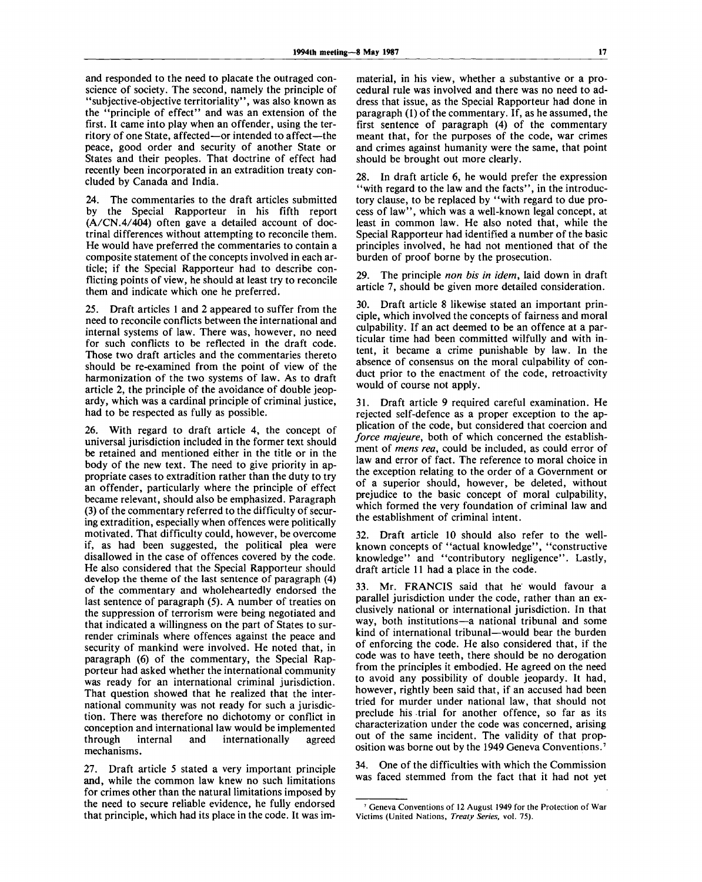and responded to the need to placate the outraged conscience of society. The second, namely the principle of "subjective-objective territoriality", was also known as the "principle of effect" and was an extension of the first. It came into play when an offender, using the territory of one State, affected—or intended to affect—the peace, good order and security of another State or States and their peoples. That doctrine of effect had recently been incorporated in an extradition treaty concluded by Canada and India.

24. The commentaries to the draft articles submitted by the Special Rapporteur in his fifth report (A/CN.4/404) often gave a detailed account of doctrinal differences without attempting to reconcile them. He would have preferred the commentaries to contain a composite statement of the concepts involved in each article; if the Special Rapporteur had to describe conflicting points of view, he should at least try to reconcile them and indicate which one he preferred.

25. Draft articles 1 and 2 appeared to suffer from the need to reconcile conflicts between the international and internal systems of law. There was, however, no need for such conflicts to be reflected in the draft code. Those two draft articles and the commentaries thereto should be re-examined from the point of view of the harmonization of the two systems of law. As to draft article 2, the principle of the avoidance of double jeopardy, which was a cardinal principle of criminal justice, had to be respected as fully as possible.

26. With regard to draft article 4, the concept of universal jurisdiction included in the former text should be retained and mentioned either in the title or in the body of the new text. The need to give priority in appropriate cases to extradition rather than the duty to try an offender, particularly where the principle of effect became relevant, should also be emphasized. Paragraph (3) of the commentary referred to the difficulty of securing extradition, especially when offences were politically motivated. That difficulty could, however, be overcome if, as had been suggested, the political plea were disallowed in the case of offences covered by the code. He also considered that the Special Rapporteur should develop the theme of the last sentence of paragraph (4) of the commentary and wholeheartedly endorsed the last sentence of paragraph (5). A number of treaties on the suppression of terrorism were being negotiated and that indicated a willingness on the part of States to surrender criminals where offences against the peace and security of mankind were involved. He noted that, in paragraph (6) of the commentary, the Special Rapporteur had asked whether the international community was ready for an international criminal jurisdiction. That question showed that he realized that the international community was not ready for such a jurisdiction. There was therefore no dichotomy or conflict in conception and international law would be implemented through internal and internationally agreed mechanisms.

27. Draft article 5 stated a very important principle and, while the common law knew no such limitations for crimes other than the natural limitations imposed by the need to secure reliable evidence, he fully endorsed that principle, which had its place in the code. It was immaterial, in his view, whether a substantive or a procedural rule was involved and there was no need to address that issue, as the Special Rapporteur had done in paragraph (1) of the commentary. If, as he assumed, the first sentence of paragraph (4) of the commentary meant that, for the purposes of the code, war crimes and crimes against humanity were the same, that point should be brought out more clearly.

28. In draft article 6, he would prefer the expression "with regard to the law and the facts", in the introductory clause, to be replaced by "with regard to due process of law", which was a well-known legal concept, at least in common law. He also noted that, while the Special Rapporteur had identified a number of the basic principles involved, he had not mentioned that of the burden of proof borne by the prosecution.

29. The principle *non bis in idem*, laid down in draft article 7, should be given more detailed consideration.

30. Draft article 8 likewise stated an important principle, which involved the concepts of fairness and moral culpability. If an act deemed to be an offence at a particular time had been committed wilfully and with intent, it became a crime punishable by law. In the absence of consensus on the moral culpability of conduct prior to the enactment of the code, retroactivity would of course not apply.

31. Draft article 9 required careful examination. He rejected self-defence as a proper exception to the application of the code, but considered that coercion and *force majeure*, both of which concerned the establishment of *mens rea*, could be included, as could error of law and error of fact. The reference to moral choice in the exception relating to the order of a Government or of a superior should, however, be deleted, without prejudice to the basic concept of moral culpability, which formed the very foundation of criminal law and the establishment of criminal intent.

32. Draft article 10 should also refer to the well-known concepts of "actual knowledge", "constructive knowledge" and "contributory negligence". Lastly, draft article 11 had a place in the code.

33. Mr. FRANCIS said that he would favour a parallel jurisdiction under the code, rather than an exclusively national or international jurisdiction. In that way, both institutions—a national tribunal and some kind of international tribunal—would bear the burden of enforcing the code. He also considered that, if the code was to have teeth, there should be no derogation from the principles it embodied. He agreed on the need to avoid any possibility of double jeopardy. It had, however, rightly been said that, if an accused had been tried for murder under national law, that should not preclude his trial for another offence, so far as its characterization under the code was concerned, arising out of the same incident. The validity of that proposition was borne out by the 1949 Geneva Conventions.[7]

34. One of the difficulties with which the Commission was faced stemmed from the fact that it had not yet

[7] Geneva Conventions of 12 August 1949 for the Protection of War Victims (United Nations, *Treaty Series*, vol. 75).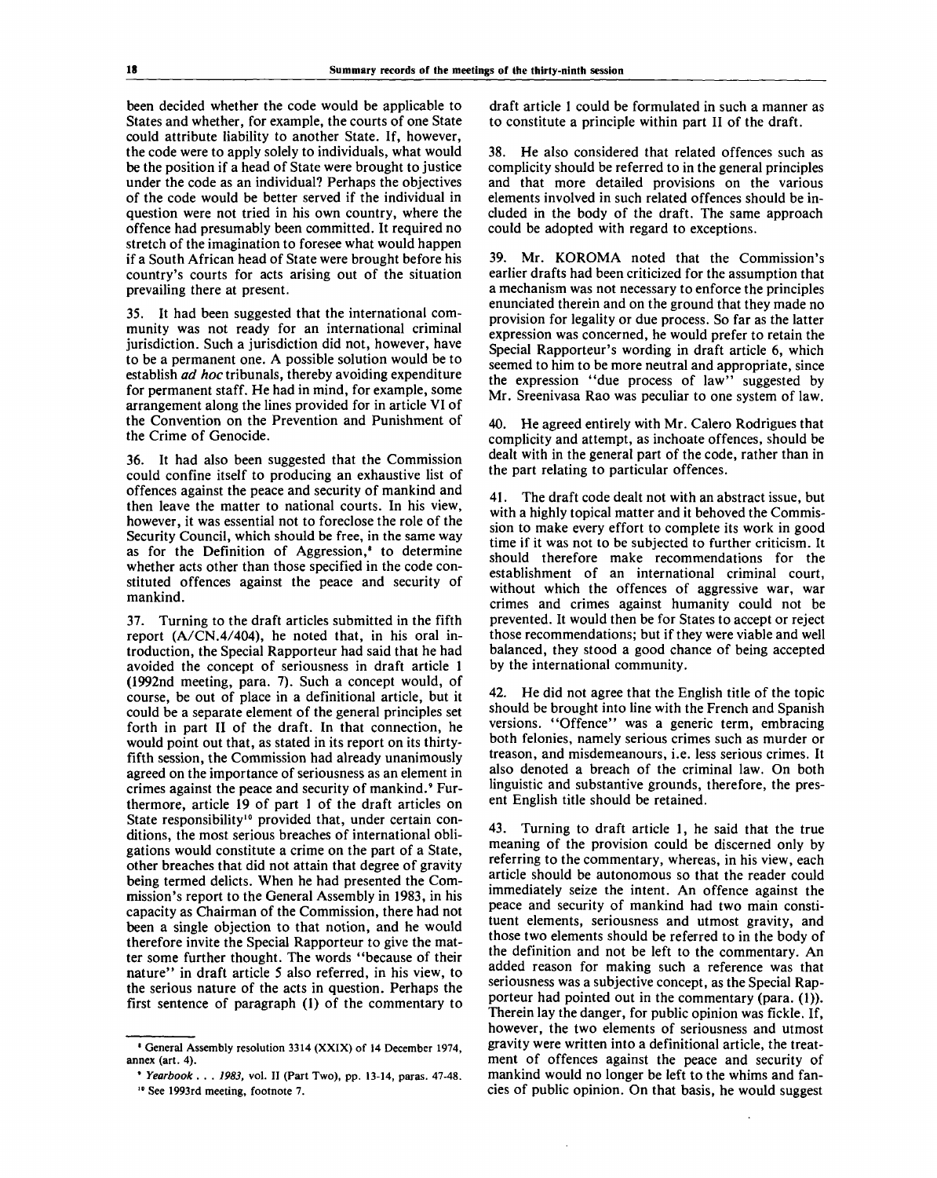been decided whether the code would be applicable to States and whether, for example, the courts of one State could attribute liability to another State. If, however, the code were to apply solely to individuals, what would be the position if a head of State were brought to justice under the code as an individual? Perhaps the objectives of the code would be better served if the individual in question were not tried in his own country, where the offence had presumably been committed. It required no stretch of the imagination to foresee what would happen if a South African head of State were brought before his country's courts for acts arising out of the situation prevailing there at present.

35. It had been suggested that the international community was not ready for an international criminal jurisdiction. Such a jurisdiction did not, however, have to be a permanent one. A possible solution would be to establish *ad hoc* tribunals, thereby avoiding expenditure for permanent staff. He had in mind, for example, some arrangement along the lines provided for in article VI of the Convention on the Prevention and Punishment of the Crime of Genocide.

36. It had also been suggested that the Commission could confine itself to producing an exhaustive list of offences against the peace and security of mankind and then leave the matter to national courts. In his view, however, it was essential not to foreclose the role of the Security Council, which should be free, in the same way as for the Definition of Aggression,[8] to determine whether acts other than those specified in the code constituted offences against the peace and security of mankind.

37. Turning to the draft articles submitted in the fifth report (A/CN.4/404), he noted that, in his oral introduction, the Special Rapporteur had said that he had avoided the concept of seriousness in draft article 1 (1992nd meeting, para. 7). Such a concept would, of course, be out of place in a definitional article, but it could be a separate element of the general principles set forth in part II of the draft. In that connection, he would point out that, as stated in its report on its thirty-fifth session, the Commission had already unanimously agreed on the importance of seriousness as an element in crimes against the peace and security of mankind.[9] Furthermore, article 19 of part 1 of the draft articles on State responsibility[10] provided that, under certain conditions, the most serious breaches of international obligations would constitute a crime on the part of a State, other breaches that did not attain that degree of gravity being termed delicts. When he had presented the Commission's report to the General Assembly in 1983, in his capacity as Chairman of the Commission, there had not been a single objection to that notion, and he would therefore invite the Special Rapporteur to give the matter some further thought. The words "because of their nature" in draft article 5 also referred, in his view, to the serious nature of the acts in question. Perhaps the first sentence of paragraph (1) of the commentary to draft article 1 could be formulated in such a manner as to constitute a principle within part II of the draft.

38. He also considered that related offences such as complicity should be referred to in the general principles and that more detailed provisions on the various elements involved in such related offences should be included in the body of the draft. The same approach could be adopted with regard to exceptions.

39. Mr. KOROMA noted that the Commission's earlier drafts had been criticized for the assumption that a mechanism was not necessary to enforce the principles enunciated therein and on the ground that they made no provision for legality or due process. So far as the latter expression was concerned, he would prefer to retain the Special Rapporteur's wording in draft article 6, which seemed to him to be more neutral and appropriate, since the expression "due process of law" suggested by Mr. Sreenivasa Rao was peculiar to one system of law.

40. He agreed entirely with Mr. Calero Rodrigues that complicity and attempt, as inchoate offences, should be dealt with in the general part of the code, rather than in the part relating to particular offences.

41. The draft code dealt not with an abstract issue, but with a highly topical matter and it behoved the Commission to make every effort to complete its work in good time if it was not to be subjected to further criticism. It should therefore make recommendations for the establishment of an international criminal court, without which the offences of aggressive war, war crimes and crimes against humanity could not be prevented. It would then be for States to accept or reject those recommendations; but if they were viable and well balanced, they stood a good chance of being accepted by the international community.

42. He did not agree that the English title of the topic should be brought into line with the French and Spanish versions. "Offence" was a generic term, embracing both felonies, namely serious crimes such as murder or treason, and misdemeanours, i.e. less serious crimes. It also denoted a breach of the criminal law. On both linguistic and substantive grounds, therefore, the present English title should be retained.

43. Turning to draft article 1, he said that the true meaning of the provision could be discerned only by referring to the commentary, whereas, in his view, each article should be autonomous so that the reader could immediately seize the intent. An offence against the peace and security of mankind had two main constituent elements, seriousness and utmost gravity, and those two elements should be referred to in the body of the definition and not be left to the commentary. An added reason for making such a reference was that seriousness was a subjective concept, as the Special Rapporteur had pointed out in the commentary (para. (1)). Therein lay the danger, for public opinion was fickle. If, however, the two elements of seriousness and utmost gravity were written into a definitional article, the treatment of offences against the peace and security of mankind would no longer be left to the whims and fancies of public opinion. On that basis, he would suggest

---

[8] General Assembly resolution 3314 (XXIX) of 14 December 1974, annex (art. 4).

[9] *Yearbook . . . 1983*, vol. II (Part Two), pp. 13-14, paras. 47-48.

[10] See 1993rd meeting, footnote 7.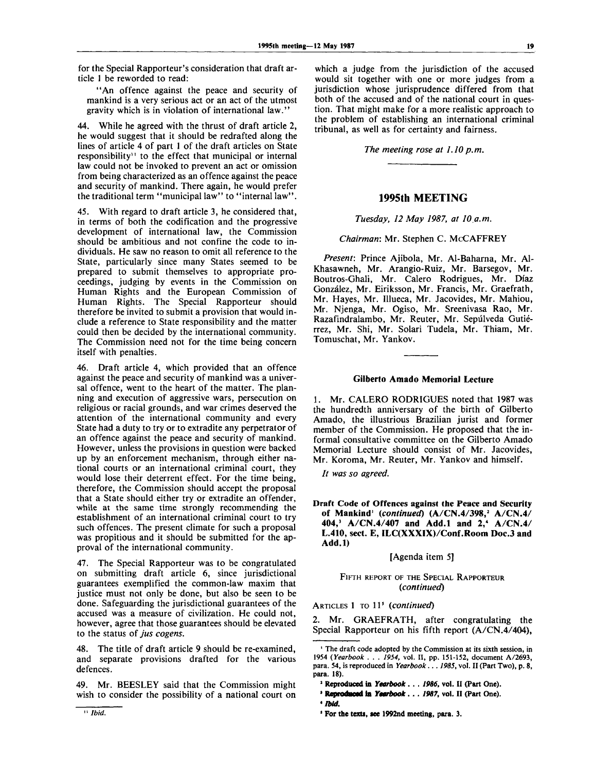for the Special Rapporteur's consideration that draft article 1 be reworded to read:

"An offence against the peace and security of mankind is a very serious act or an act of the utmost gravity which is in violation of international law."

44. While he agreed with the thrust of draft article 2, he would suggest that it should be redrafted along the lines of article 4 of part 1 of the draft articles on State responsibility[11] to the effect that municipal or internal law could not be invoked to prevent an act or omission from being characterized as an offence against the peace and security of mankind. There again, he would prefer the traditional term "municipal law" to "internal law".

45. With regard to draft article 3, he considered that, in terms of both the codification and the progressive development of international law, the Commission should be ambitious and not confine the code to individuals. He saw no reason to omit all reference to the State, particularly since many States seemed to be prepared to submit themselves to appropriate proceedings, judging by events in the Commission on Human Rights and the European Commission of Human Rights. The Special Rapporteur should therefore be invited to submit a provision that would include a reference to State responsibility and the matter could then be decided by the international community. The Commission need not for the time being concern itself with penalties.

46. Draft article 4, which provided that an offence against the peace and security of mankind was a universal offence, went to the heart of the matter. The planning and execution of aggressive wars, persecution on religious or racial grounds, and war crimes deserved the attention of the international community and every State had a duty to try or to extradite any perpetrator of an offence against the peace and security of mankind. However, unless the provisions in question were backed up by an enforcement mechanism, through either national courts or an international criminal court, they would lose their deterrent effect. For the time being, therefore, the Commission should accept the proposal that a State should either try or extradite an offender, while at the same time strongly recommending the establishment of an international criminal court to try such offences. The present climate for such a proposal was propitious and it should be submitted for the approval of the international community.

47. The Special Rapporteur was to be congratulated on submitting draft article 6, since jurisdictional guarantees exemplified the common-law maxim that justice must not only be done, but also be seen to be done. Safeguarding the jurisdictional guarantees of the accused was a measure of civilization. He could not, however, agree that those guarantees should be elevated to the status of *jus cogens.*

48. The title of draft article 9 should be re-examined, and separate provisions drafted for the various defences.

49. Mr. BEESLEY said that the Commission might wish to consider the possibility of a national court on which a judge from the jurisdiction of the accused would sit together with one or more judges from a jurisdiction whose jurisprudence differed from that both of the accused and of the national court in question. That might make for a more realistic approach to the problem of establishing an international criminal tribunal, as well as for certainty and fairness.

*The meeting rose at 1.10 p.m.*

[11] *Ibid.*

---

## 1995th MEETING

*Tuesday, 12 May 1987, at 10 a.m.*

*Chairman*: Mr. Stephen C. McCAFFREY

*Present*: Prince Ajibola, Mr. Al-Baharna, Mr. Al-Khasawneh, Mr. Arangio-Ruiz, Mr. Barsegov, Mr. Boutros-Ghali, Mr. Calero Rodrigues, Mr. Díaz González, Mr. Eiriksson, Mr. Francis, Mr. Graefrath, Mr. Hayes, Mr. Illueca, Mr. Jacovides, Mr. Mahiou, Mr. Njenga, Mr. Ogiso, Mr. Sreenivasa Rao, Mr. Razafindralambo, Mr. Reuter, Mr. Sepúlveda Gutiérrez, Mr. Shi, Mr. Solari Tudela, Mr. Thiam, Mr. Tomuschat, Mr. Yankov.

---

### Gilberto Amado Memorial Lecture

1. Mr. CALERO RODRIGUES noted that 1987 was the hundredth anniversary of the birth of Gilberto Amado, the illustrious Brazilian jurist and former member of the Commission. He proposed that the informal consultative committee on the Gilberto Amado Memorial Lecture should consist of Mr. Jacovides, Mr. Koroma, Mr. Reuter, Mr. Yankov and himself.

*It was so agreed.*

### Draft Code of Offences against the Peace and Security of Mankind[1] (*continued*) (A/CN.4/398,[2] A/CN.4/404,[3] A/CN.4/407 and Add.1 and 2,[4] A/CN.4/L.410, sect. E, ILC(XXXIX)/Conf.Room Doc.3 and Add.1)

[Agenda item 5]

FIFTH REPORT OF THE SPECIAL RAPPORTEUR (*continued*)

ARTICLES 1 TO 11[5] (*continued*)

2. Mr. GRAEFRATH, after congratulating the Special Rapporteur on his fifth report (A/CN.4/404),

[1] The draft code adopted by the Commission at its sixth session, in 1954 (*Yearbook . . . 1954*, vol. II, pp. 151-152, document A/2693, para. 54, is reproduced in *Yearbook . . . 1985*, vol. II (Part Two), p. 8, para. 18).

[2] Reproduced in *Yearbook . . . 1986*, vol. II (Part One).

[3] Reproduced in *Yearbook . . . 1987*, vol. II (Part One).

[4] *Ibid.*

[5] For the texts, see 1992nd meeting, para. 3.